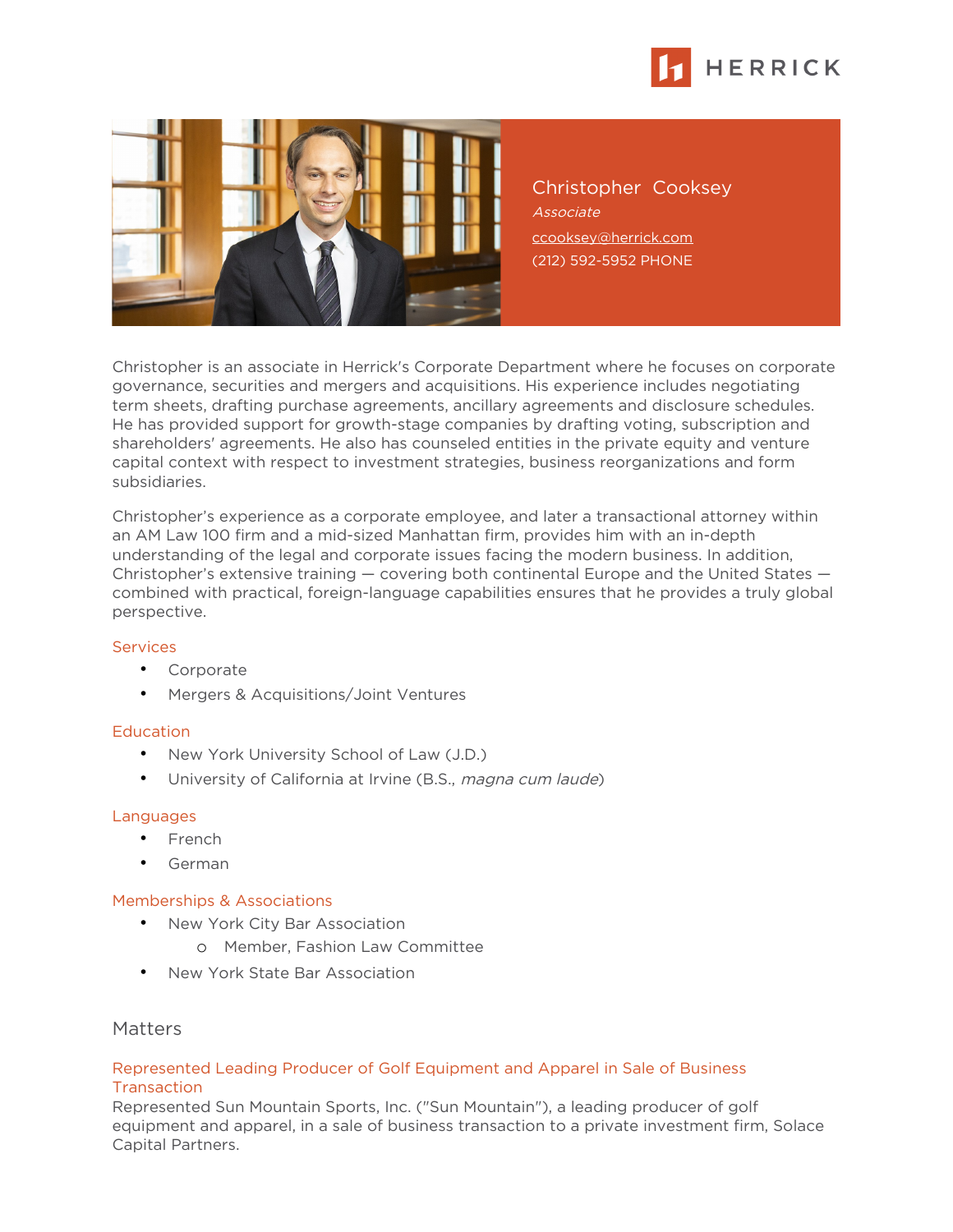# Christopher Cooksey

*Associate*

ccooksey@herrick.com

(212) 592-5952 PHONE

Christopher is an associate in Herrick's Corporate Department where he focuses on corporate governance, securities and mergers and acquisitions. His experience includes negotiating term sheets, drafting purchase agreements, ancillary agreements and disclosure schedules. He has provided support for growth-stage companies by drafting voting, subscription and shareholders' agreements. He also has counseled entities in the private equity and venture capital context with respect to investment strategies, business reorganizations and form subsidiaries.

Christopher's experience as a corporate employee, and later a transactional attorney within an AM Law 100 firm and a mid-sized Manhattan firm, provides him with an in-depth understanding of the legal and corporate issues facing the modern business. In addition, Christopher's extensive training — covering both continental Europe and the United States — combined with practical, foreign-language capabilities ensures that he provides a truly global perspective.

### Services

- Corporate
- Mergers & Acquisitions/Joint Ventures

### Education

- New York University School of Law (J.D.)
- University of California at Irvine (B.S., *magna cum laude*)

### Languages

- French
- German

### Memberships & Associations

- New York City Bar Association
  - Member, Fashion Law Committee
- New York State Bar Association

## Matters

### Represented Leading Producer of Golf Equipment and Apparel in Sale of Business Transaction

Represented Sun Mountain Sports, Inc. ("Sun Mountain"), a leading producer of golf equipment and apparel, in a sale of business transaction to a private investment firm, Solace Capital Partners.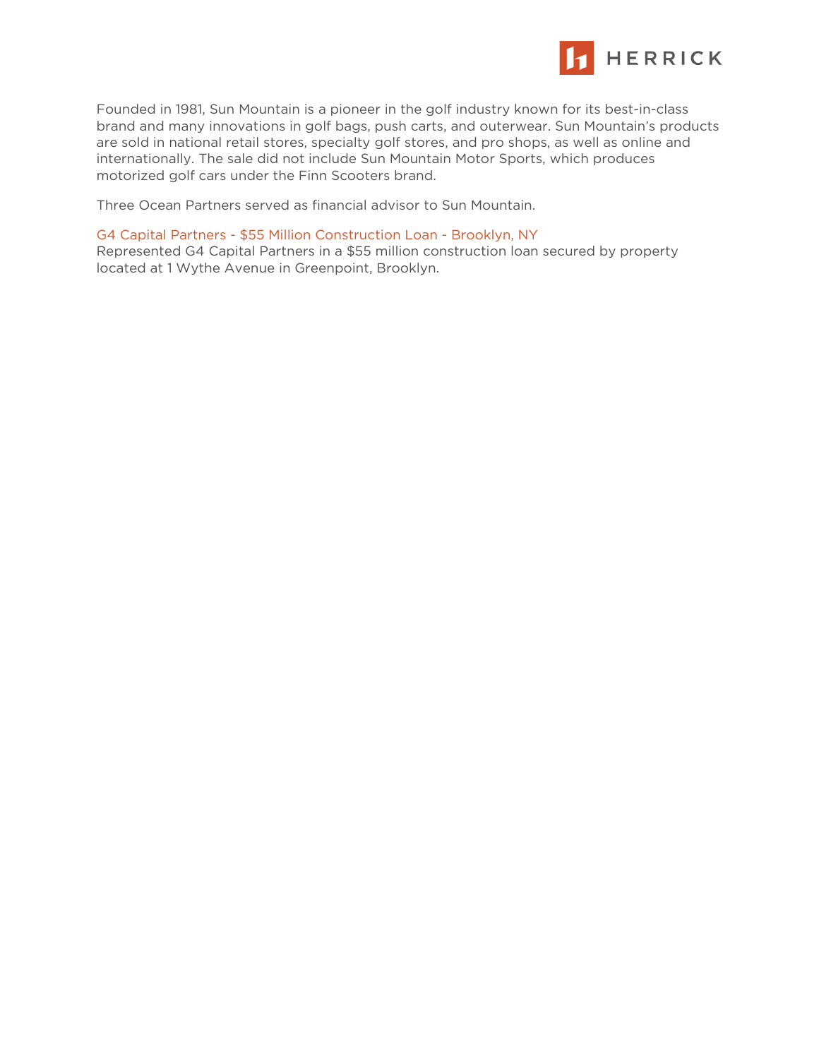Founded in 1981, Sun Mountain is a pioneer in the golf industry known for its best-in-class brand and many innovations in golf bags, push carts, and outerwear. Sun Mountain's products are sold in national retail stores, specialty golf stores, and pro shops, as well as online and internationally. The sale did not include Sun Mountain Motor Sports, which produces motorized golf cars under the Finn Scooters brand.

Three Ocean Partners served as financial advisor to Sun Mountain.

### G4 Capital Partners - $55 Million Construction Loan - Brooklyn, NY

Represented G4 Capital Partners in a $55 million construction loan secured by property located at 1 Wythe Avenue in Greenpoint, Brooklyn.